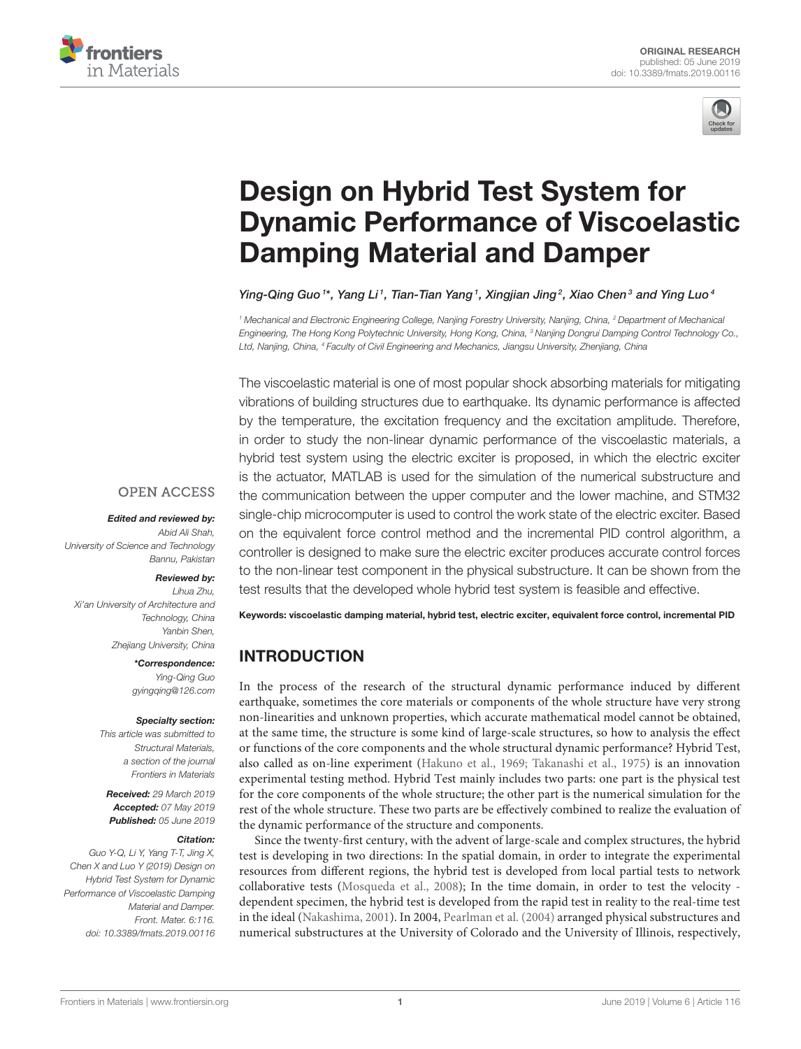ORIGINAL RESEARCH
published: 05 June 2019
doi: 10.3389/fmats.2019.00116

# Design on Hybrid Test System for Dynamic Performance of Viscoelastic Damping Material and Damper

*Ying-Qing Guo [1]\*, Yang Li [1], Tian-Tian Yang [1], Xingjian Jing [2], Xiao Chen [3] and Ying Luo [4]*

[1] Mechanical and Electronic Engineering College, Nanjing Forestry University, Nanjing, China, [2] Department of Mechanical Engineering, The Hong Kong Polytechnic University, Hong Kong, China, [3] Nanjing Dongrui Damping Control Technology Co., Ltd, Nanjing, China, [4] Faculty of Civil Engineering and Mechanics, Jiangsu University, Zhenjiang, China

The viscoelastic material is one of most popular shock absorbing materials for mitigating vibrations of building structures due to earthquake. Its dynamic performance is affected by the temperature, the excitation frequency and the excitation amplitude. Therefore, in order to study the non-linear dynamic performance of the viscoelastic materials, a hybrid test system using the electric exciter is proposed, in which the electric exciter is the actuator, MATLAB is used for the simulation of the numerical substructure and the communication between the upper computer and the lower machine, and STM32 single-chip microcomputer is used to control the work state of the electric exciter. Based on the equivalent force control method and the incremental PID control algorithm, a controller is designed to make sure the electric exciter produces accurate control forces to the non-linear test component in the physical substructure. It can be shown from the test results that the developed whole hybrid test system is feasible and effective.

**Keywords: viscoelastic damping material, hybrid test, electric exciter, equivalent force control, incremental PID**

OPEN ACCESS

***Edited and reviewed by:***
*Abid Ali Shah, University of Science and Technology Bannu, Pakistan*

***Reviewed by:***
*Lihua Zhu, Xi'an University of Architecture and Technology, China*
*Yanbin Shen, Zhejiang University, China*

***\*Correspondence:***
*Ying-Qing Guo*
*gyingqing@126.com*

***Specialty section:***
*This article was submitted to Structural Materials, a section of the journal Frontiers in Materials*

***Received:** 29 March 2019*
***Accepted:** 07 May 2019*
***Published:** 05 June 2019*

***Citation:***
*Guo Y-Q, Li Y, Yang T-T, Jing X, Chen X and Luo Y (2019) Design on Hybrid Test System for Dynamic Performance of Viscoelastic Damping Material and Damper. Front. Mater. 6:116. doi: 10.3389/fmats.2019.00116*

## INTRODUCTION

In the process of the research of the structural dynamic performance induced by different earthquake, sometimes the core materials or components of the whole structure have very strong non-linearities and unknown properties, which accurate mathematical model cannot be obtained, at the same time, the structure is some kind of large-scale structures, so how to analysis the effect or functions of the core components and the whole structural dynamic performance? Hybrid Test, also called as on-line experiment (Hakuno et al., 1969; Takanashi et al., 1975) is an innovation experimental testing method. Hybrid Test mainly includes two parts: one part is the physical test for the core components of the whole structure; the other part is the numerical simulation for the rest of the whole structure. These two parts are be effectively combined to realize the evaluation of the dynamic performance of the structure and components.

Since the twenty-first century, with the advent of large-scale and complex structures, the hybrid test is developing in two directions: In the spatial domain, in order to integrate the experimental resources from different regions, the hybrid test is developed from local partial tests to network collaborative tests (Mosqueda et al., 2008); In the time domain, in order to test the velocity - dependent specimen, the hybrid test is developed from the rapid test in reality to the real-time test in the ideal (Nakashima, 2001). In 2004, Pearlman et al. (2004) arranged physical substructures and numerical substructures at the University of Colorado and the University of Illinois, respectively,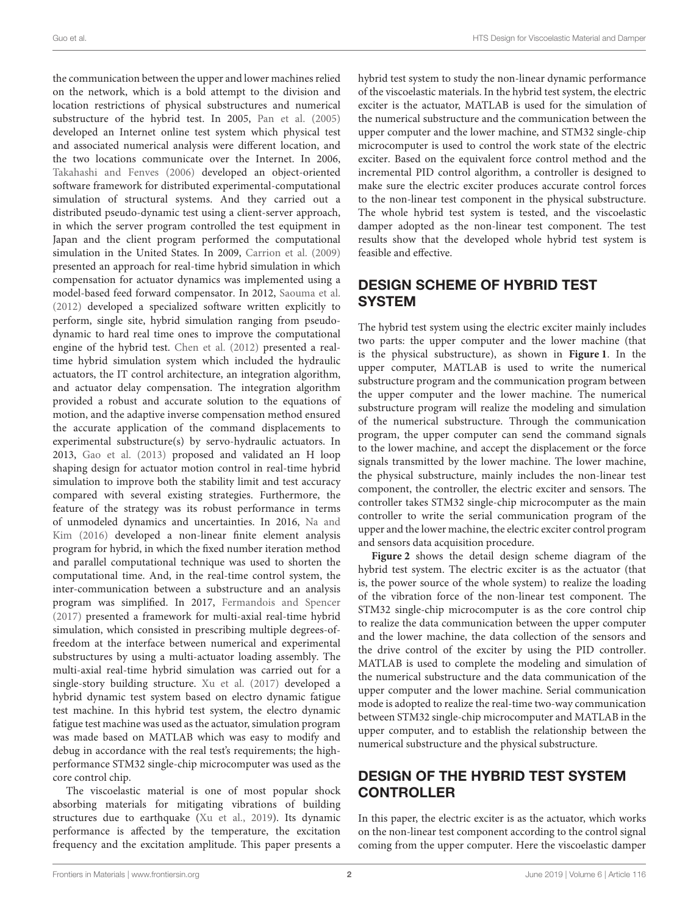the communication between the upper and lower machines relied on the network, which is a bold attempt to the division and location restrictions of physical substructures and numerical substructure of the hybrid test. In 2005, Pan et al. (2005) developed an Internet online test system which physical test and associated numerical analysis were different location, and the two locations communicate over the Internet. In 2006, Takahashi and Fenves (2006) developed an object-oriented software framework for distributed experimental-computational simulation of structural systems. And they carried out a distributed pseudo-dynamic test using a client-server approach, in which the server program controlled the test equipment in Japan and the client program performed the computational simulation in the United States. In 2009, Carrion et al. (2009) presented an approach for real-time hybrid simulation in which compensation for actuator dynamics was implemented using a model-based feed forward compensator. In 2012, Saouma et al. (2012) developed a specialized software written explicitly to perform, single site, hybrid simulation ranging from pseudo-dynamic to hard real time ones to improve the computational engine of the hybrid test. Chen et al. (2012) presented a real-time hybrid simulation system which included the hydraulic actuators, the IT control architecture, an integration algorithm, and actuator delay compensation. The integration algorithm provided a robust and accurate solution to the equations of motion, and the adaptive inverse compensation method ensured the accurate application of the command displacements to experimental substructure(s) by servo-hydraulic actuators. In 2013, Gao et al. (2013) proposed and validated an H loop shaping design for actuator motion control in real-time hybrid simulation to improve both the stability limit and test accuracy compared with several existing strategies. Furthermore, the feature of the strategy was its robust performance in terms of unmodeled dynamics and uncertainties. In 2016, Na and Kim (2016) developed a non-linear finite element analysis program for hybrid, in which the fixed number iteration method and parallel computational technique was used to shorten the computational time. And, in the real-time control system, the inter-communication between a substructure and an analysis program was simplified. In 2017, Fermandois and Spencer (2017) presented a framework for multi-axial real-time hybrid simulation, which consisted in prescribing multiple degrees-of-freedom at the interface between numerical and experimental substructures by using a multi-actuator loading assembly. The multi-axial real-time hybrid simulation was carried out for a single-story building structure. Xu et al. (2017) developed a hybrid dynamic test system based on electro dynamic fatigue test machine. In this hybrid test system, the electro dynamic fatigue test machine was used as the actuator, simulation program was made based on MATLAB which was easy to modify and debug in accordance with the real test's requirements; the high-performance STM32 single-chip microcomputer was used as the core control chip.

The viscoelastic material is one of most popular shock absorbing materials for mitigating vibrations of building structures due to earthquake (Xu et al., 2019). Its dynamic performance is affected by the temperature, the excitation frequency and the excitation amplitude. This paper presents a hybrid test system to study the non-linear dynamic performance of the viscoelastic materials. In the hybrid test system, the electric exciter is the actuator, MATLAB is used for the simulation of the numerical substructure and the communication between the upper computer and the lower machine, and STM32 single-chip microcomputer is used to control the work state of the electric exciter. Based on the equivalent force control method and the incremental PID control algorithm, a controller is designed to make sure the electric exciter produces accurate control forces to the non-linear test component in the physical substructure. The whole hybrid test system is tested, and the viscoelastic damper adopted as the non-linear test component. The test results show that the developed whole hybrid test system is feasible and effective.

## DESIGN SCHEME OF HYBRID TEST SYSTEM

The hybrid test system using the electric exciter mainly includes two parts: the upper computer and the lower machine (that is the physical substructure), as shown in **Figure 1**. In the upper computer, MATLAB is used to write the numerical substructure program and the communication program between the upper computer and the lower machine. The numerical substructure program will realize the modeling and simulation of the numerical substructure. Through the communication program, the upper computer can send the command signals to the lower machine, and accept the displacement or the force signals transmitted by the lower machine. The lower machine, the physical substructure, mainly includes the non-linear test component, the controller, the electric exciter and sensors. The controller takes STM32 single-chip microcomputer as the main controller to write the serial communication program of the upper and the lower machine, the electric exciter control program and sensors data acquisition procedure.

**Figure 2** shows the detail design scheme diagram of the hybrid test system. The electric exciter is as the actuator (that is, the power source of the whole system) to realize the loading of the vibration force of the non-linear test component. The STM32 single-chip microcomputer is as the core control chip to realize the data communication between the upper computer and the lower machine, the data collection of the sensors and the drive control of the exciter by using the PID controller. MATLAB is used to complete the modeling and simulation of the numerical substructure and the data communication of the upper computer and the lower machine. Serial communication mode is adopted to realize the real-time two-way communication between STM32 single-chip microcomputer and MATLAB in the upper computer, and to establish the relationship between the numerical substructure and the physical substructure.

## DESIGN OF THE HYBRID TEST SYSTEM CONTROLLER

In this paper, the electric exciter is as the actuator, which works on the non-linear test component according to the control signal coming from the upper computer. Here the viscoelastic damper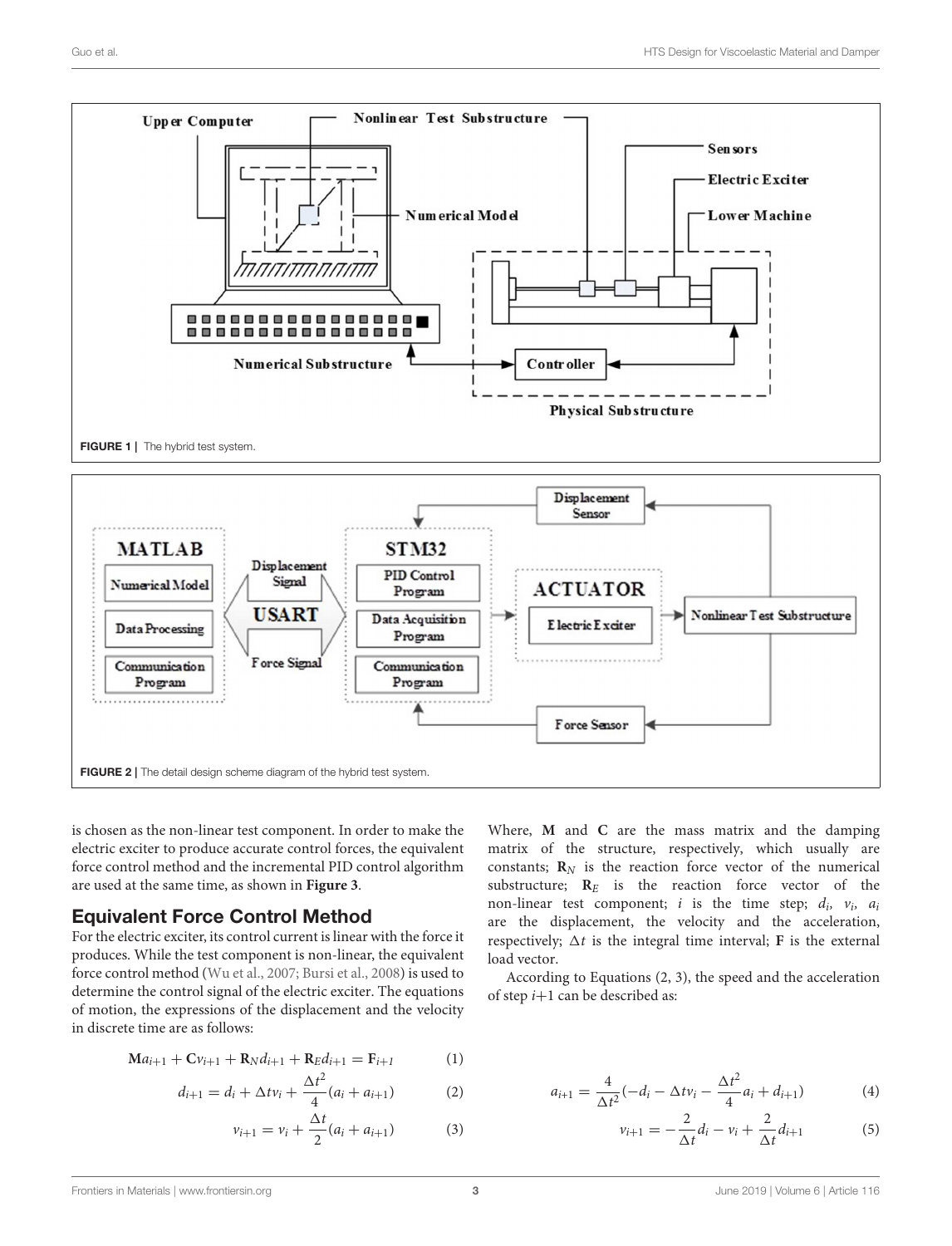FIGURE 1 | The hybrid test system.

FIGURE 2 | The detail design scheme diagram of the hybrid test system.

is chosen as the non-linear test component. In order to make the electric exciter to produce accurate control forces, the equivalent force control method and the incremental PID control algorithm are used at the same time, as shown in **Figure 3**.

## Equivalent Force Control Method

For the electric exciter, its control current is linear with the force it produces. While the test component is non-linear, the equivalent force control method (Wu et al., 2007; Bursi et al., 2008) is used to determine the control signal of the electric exciter. The equations of motion, the expressions of the displacement and the velocity in discrete time are as follows:

$$\mathbf{M}a_{i+1} + \mathbf{C}v_{i+1} + \mathbf{R}_N d_{i+1} + \mathbf{R}_E d_{i+1} = \mathbf{F}_{i+1} \tag{1}$$

$$d_{i+1} = d_i + \Delta t v_i + \frac{\Delta t^2}{4}(a_i + a_{i+1}) \tag{2}$$

$$v_{i+1} = v_i + \frac{\Delta t}{2}(a_i + a_{i+1}) \tag{3}$$

Where, **M** and **C** are the mass matrix and the damping matrix of the structure, respectively, which usually are constants; $\mathbf{R}_N$ is the reaction force vector of the numerical substructure; $\mathbf{R}_E$ is the reaction force vector of the non-linear test component; $i$ is the time step; $d_i$, $v_i$, $a_i$ are the displacement, the velocity and the acceleration, respectively; $\Delta t$ is the integral time interval; **F** is the external load vector.

According to Equations (2, 3), the speed and the acceleration of step $i$+1 can be described as:

$$a_{i+1} = \frac{4}{\Delta t^2}(-d_i - \Delta t v_i - \frac{\Delta t^2}{4}a_i + d_{i+1}) \tag{4}$$

$$v_{i+1} = -\frac{2}{\Delta t}d_i - v_i + \frac{2}{\Delta t}d_{i+1} \tag{5}$$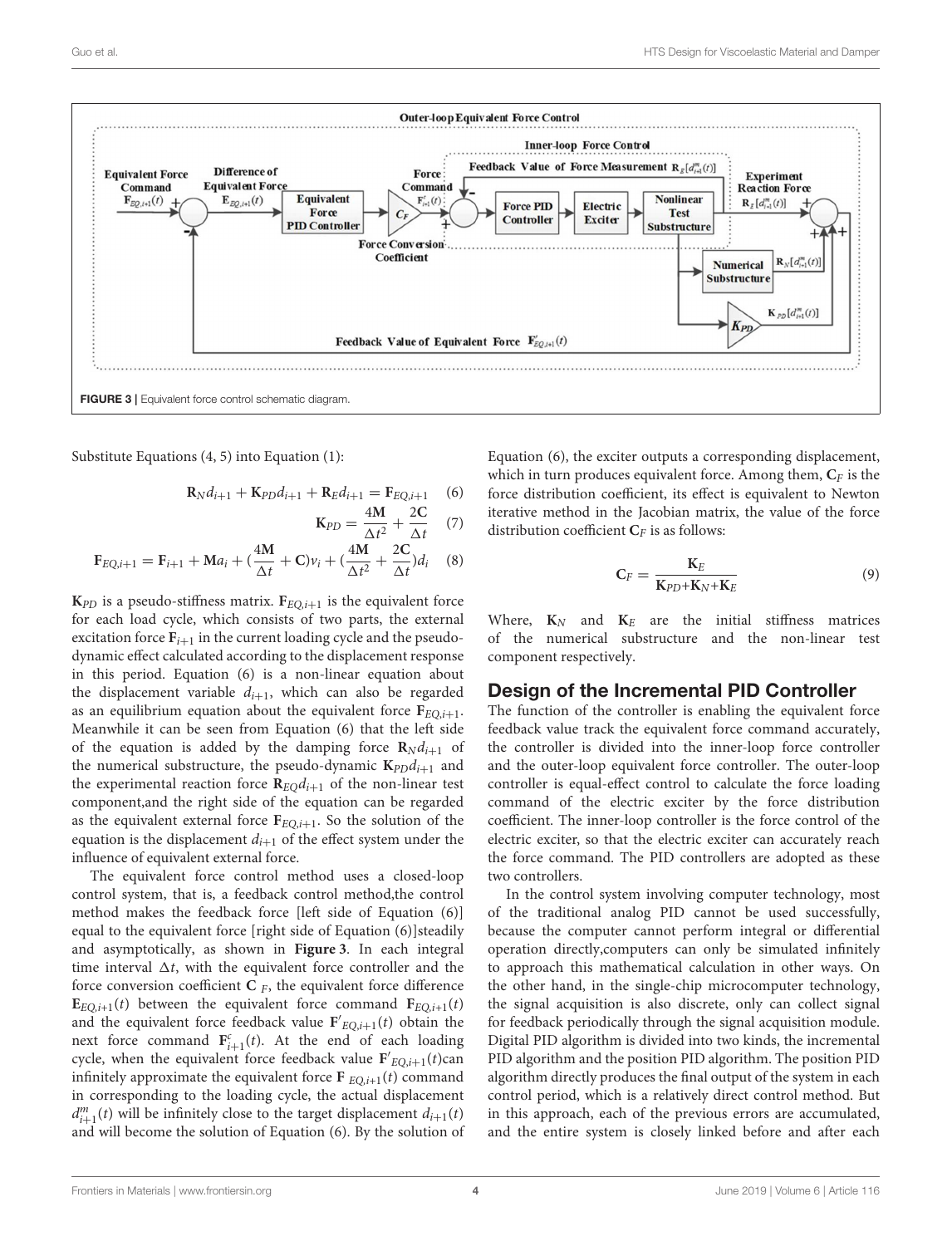FIGURE 3 | Equivalent force control schematic diagram.

Substitute Equations (4, 5) into Equation (1):

$$\mathbf{R}_N d_{i+1} + \mathbf{K}_{PD} d_{i+1} + \mathbf{R}_E d_{i+1} = \mathbf{F}_{EQ,i+1} \quad (6)$$

$$\mathbf{K}_{PD} = \frac{4\mathbf{M}}{\Delta t^2} + \frac{2\mathbf{C}}{\Delta t} \quad (7)$$

$$\mathbf{F}_{EQ,i+1} = \mathbf{F}_{i+1} + \mathbf{M}a_i + (\frac{4\mathbf{M}}{\Delta t} + \mathbf{C})v_i + (\frac{4\mathbf{M}}{\Delta t^2} + \frac{2\mathbf{C}}{\Delta t})d_i \quad (8)$$

$\mathbf{K}_{PD}$ is a pseudo-stiffness matrix. $\mathbf{F}_{EQ,i+1}$ is the equivalent force for each load cycle, which consists of two parts, the external excitation force $\mathbf{F}_{i+1}$ in the current loading cycle and the pseudo-dynamic effect calculated according to the displacement response in this period. Equation (6) is a non-linear equation about the displacement variable $d_{i+1}$, which can also be regarded as an equilibrium equation about the equivalent force $\mathbf{F}_{EQ,i+1}$. Meanwhile it can be seen from Equation (6) that the left side of the equation is added by the damping force $\mathbf{R}_N d_{i+1}$ of the numerical substructure, the pseudo-dynamic $\mathbf{K}_{PD} d_{i+1}$ and the experimental reaction force $\mathbf{R}_{EQ} d_{i+1}$ of the non-linear test component,and the right side of the equation can be regarded as the equivalent external force $\mathbf{F}_{EQ,i+1}$. So the solution of the equation is the displacement $d_{i+1}$ of the effect system under the influence of equivalent external force.

The equivalent force control method uses a closed-loop control system, that is, a feedback control method,the control method makes the feedback force [left side of Equation (6)] equal to the equivalent force [right side of Equation (6)]steadily and asymptotically, as shown in **Figure 3**. In each integral time interval $\Delta t$, with the equivalent force controller and the force conversion coefficient $\mathbf{C}_F$, the equivalent force difference $\mathbf{E}_{EQ,i+1}(t)$ between the equivalent force command $\mathbf{F}_{EQ,i+1}(t)$ and the equivalent force feedback value $\mathbf{F}'_{EQ,i+1}(t)$ obtain the next force command $\mathbf{F}^c_{i+1}(t)$. At the end of each loading cycle, when the equivalent force feedback value $\mathbf{F}'_{EQ,i+1}(t)$can infinitely approximate the equivalent force $\mathbf{F}_{EQ,i+1}(t)$ command in corresponding to the loading cycle, the actual displacement $d^m_{i+1}(t)$ will be infinitely close to the target displacement $d_{i+1}(t)$ and will become the solution of Equation (6). By the solution of Equation (6), the exciter outputs a corresponding displacement, which in turn produces equivalent force. Among them, $\mathbf{C}_F$ is the force distribution coefficient, its effect is equivalent to Newton iterative method in the Jacobian matrix, the value of the force distribution coefficient $\mathbf{C}_F$ is as follows:

$$\mathbf{C}_F = \frac{\mathbf{K}_E}{\mathbf{K}_{PD}+\mathbf{K}_N+\mathbf{K}_E} \quad (9)$$

Where, $\mathbf{K}_N$ and $\mathbf{K}_E$ are the initial stiffness matrices of the numerical substructure and the non-linear test component respectively.

## Design of the Incremental PID Controller

The function of the controller is enabling the equivalent force feedback value track the equivalent force command accurately, the controller is divided into the inner-loop force controller and the outer-loop equivalent force controller. The outer-loop controller is equal-effect control to calculate the force loading command of the electric exciter by the force distribution coefficient. The inner-loop controller is the force control of the electric exciter, so that the electric exciter can accurately reach the force command. The PID controllers are adopted as these two controllers.

In the control system involving computer technology, most of the traditional analog PID cannot be used successfully, because the computer cannot perform integral or differential operation directly,computers can only be simulated infinitely to approach this mathematical calculation in other ways. On the other hand, in the single-chip microcomputer technology, the signal acquisition is also discrete, only can collect signal for feedback periodically through the signal acquisition module. Digital PID algorithm is divided into two kinds, the incremental PID algorithm and the position PID algorithm. The position PID algorithm directly produces the final output of the system in each control period, which is a relatively direct control method. But in this approach, each of the previous errors are accumulated, and the entire system is closely linked before and after each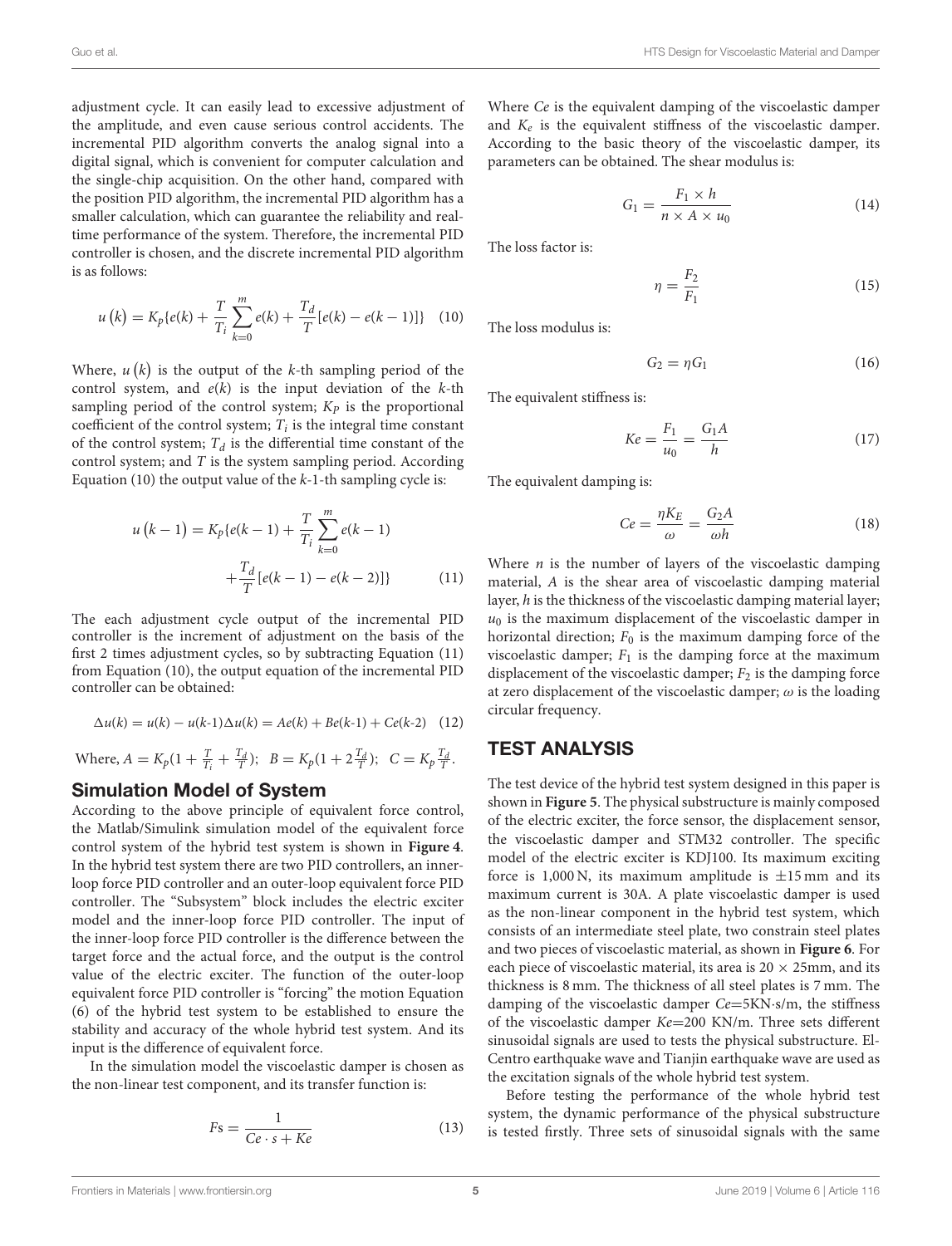adjustment cycle. It can easily lead to excessive adjustment of the amplitude, and even cause serious control accidents. The incremental PID algorithm converts the analog signal into a digital signal, which is convenient for computer calculation and the single-chip acquisition. On the other hand, compared with the position PID algorithm, the incremental PID algorithm has a smaller calculation, which can guarantee the reliability and real-time performance of the system. Therefore, the incremental PID controller is chosen, and the discrete incremental PID algorithm is as follows:

$$u\left(k\right) = K_p\{e(k) + \frac{T}{T_i}\sum_{k=0}^{m} e(k) + \frac{T_d}{T}[e(k) - e(k-1)]\} \quad (10)$$

Where, $u\left(k\right)$ is the output of the $k$-th sampling period of the control system, and $e(k)$ is the input deviation of the $k$-th sampling period of the control system; $K_P$ is the proportional coefficient of the control system; $T_i$ is the integral time constant of the control system; $T_d$ is the differential time constant of the control system; and $T$ is the system sampling period. According Equation (10) the output value of the $k$-1-th sampling cycle is:

$$u\left(k-1\right) = K_p\{e(k-1) + \frac{T}{T_i}\sum_{k=0}^{m} e(k-1) + \frac{T_d}{T}[e(k-1) - e(k-2)]\} \quad (11)$$

The each adjustment cycle output of the incremental PID controller is the increment of adjustment on the basis of the first 2 times adjustment cycles, so by subtracting Equation (11) from Equation (10), the output equation of the incremental PID controller can be obtained:

$$\Delta u(k) = u(k) - u(k\text{-}1)\Delta u(k) = Ae(k) + Be(k\text{-}1) + Ce(k\text{-}2) \quad (12)$$

Where, $A = K_p(1 + \frac{T}{T_i} + \frac{T_d}{T})$; $B = K_p(1 + 2\frac{T_d}{T})$; $C = K_p\frac{T_d}{T}$.

## Simulation Model of System

According to the above principle of equivalent force control, the Matlab/Simulink simulation model of the equivalent force control system of the hybrid test system is shown in **Figure 4**. In the hybrid test system there are two PID controllers, an inner-loop force PID controller and an outer-loop equivalent force PID controller. The "Subsystem" block includes the electric exciter model and the inner-loop force PID controller. The input of the inner-loop force PID controller is the difference between the target force and the actual force, and the output is the control value of the electric exciter. The function of the outer-loop equivalent force PID controller is "forcing" the motion Equation (6) of the hybrid test system to be established to ensure the stability and accuracy of the whole hybrid test system. And its input is the difference of equivalent force.

In the simulation model the viscoelastic damper is chosen as the non-linear test component, and its transfer function is:

$$Fs = \frac{1}{Ce \cdot s + Ke} \quad (13)$$

Where $Ce$ is the equivalent damping of the viscoelastic damper and $K_e$ is the equivalent stiffness of the viscoelastic damper. According to the basic theory of the viscoelastic damper, its parameters can be obtained. The shear modulus is:

$$G_1 = \frac{F_1 \times h}{n \times A \times u_0} \quad (14)$$

The loss factor is:

$$\eta = \frac{F_2}{F_1} \quad (15)$$

The loss modulus is:

$$G_2 = \eta G_1 \quad (16)$$

The equivalent stiffness is:

$$Ke = \frac{F_1}{u_0} = \frac{G_1 A}{h} \quad (17)$$

The equivalent damping is:

$$Ce = \frac{\eta K_E}{\omega} = \frac{G_2 A}{\omega h} \quad (18)$$

Where $n$ is the number of layers of the viscoelastic damping material, $A$ is the shear area of viscoelastic damping material layer, $h$ is the thickness of the viscoelastic damping material layer; $u_0$ is the maximum displacement of the viscoelastic damper in horizontal direction; $F_0$ is the maximum damping force of the viscoelastic damper; $F_1$ is the damping force at the maximum displacement of the viscoelastic damper; $F_2$ is the damping force at zero displacement of the viscoelastic damper; $\omega$ is the loading circular frequency.

# TEST ANALYSIS

The test device of the hybrid test system designed in this paper is shown in **Figure 5**. The physical substructure is mainly composed of the electric exciter, the force sensor, the displacement sensor, the viscoelastic damper and STM32 controller. The specific model of the electric exciter is KDJ100. Its maximum exciting force is 1,000 N, its maximum amplitude is ±15 mm and its maximum current is 30A. A plate viscoelastic damper is used as the non-linear component in the hybrid test system, which consists of an intermediate steel plate, two constrain steel plates and two pieces of viscoelastic material, as shown in **Figure 6**. For each piece of viscoelastic material, its area is 20 × 25mm, and its thickness is 8 mm. The thickness of all steel plates is 7 mm. The damping of the viscoelastic damper $Ce$=5KN·s/m, the stiffness of the viscoelastic damper $Ke$=200 KN/m. Three sets different sinusoidal signals are used to tests the physical substructure. El-Centro earthquake wave and Tianjin earthquake wave are used as the excitation signals of the whole hybrid test system.

Before testing the performance of the whole hybrid test system, the dynamic performance of the physical substructure is tested firstly. Three sets of sinusoidal signals with the same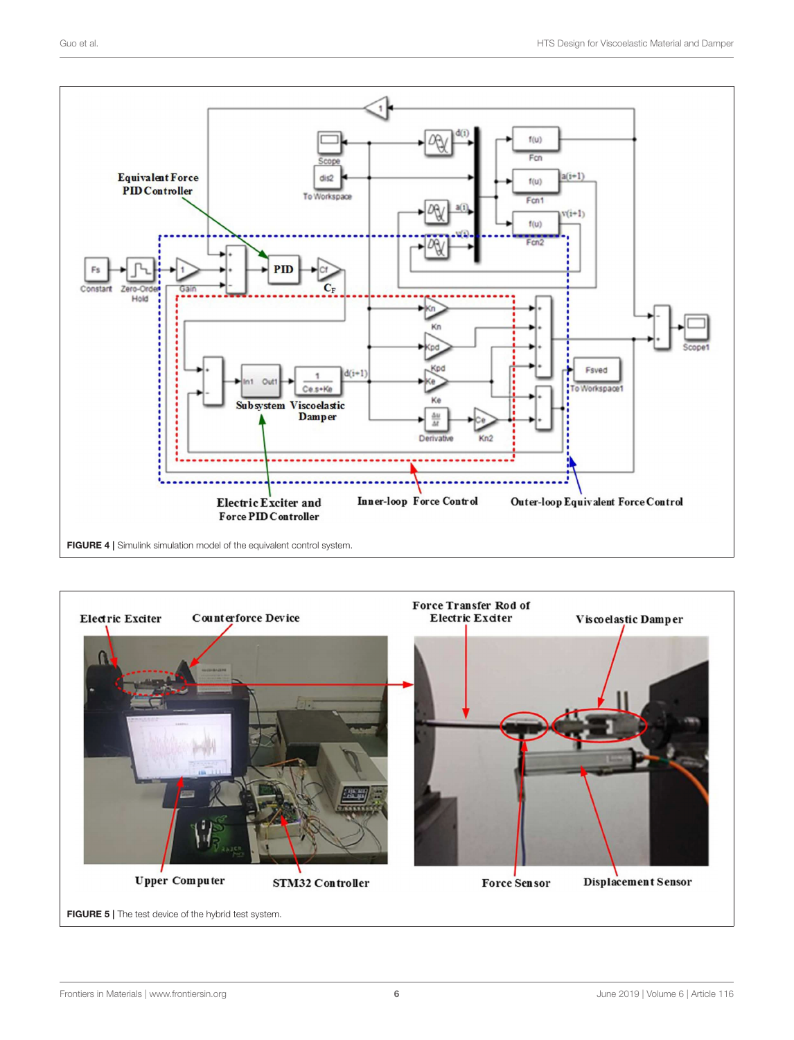**FIGURE 4** | Simulink simulation model of the equivalent control system.

**FIGURE 5** | The test device of the hybrid test system.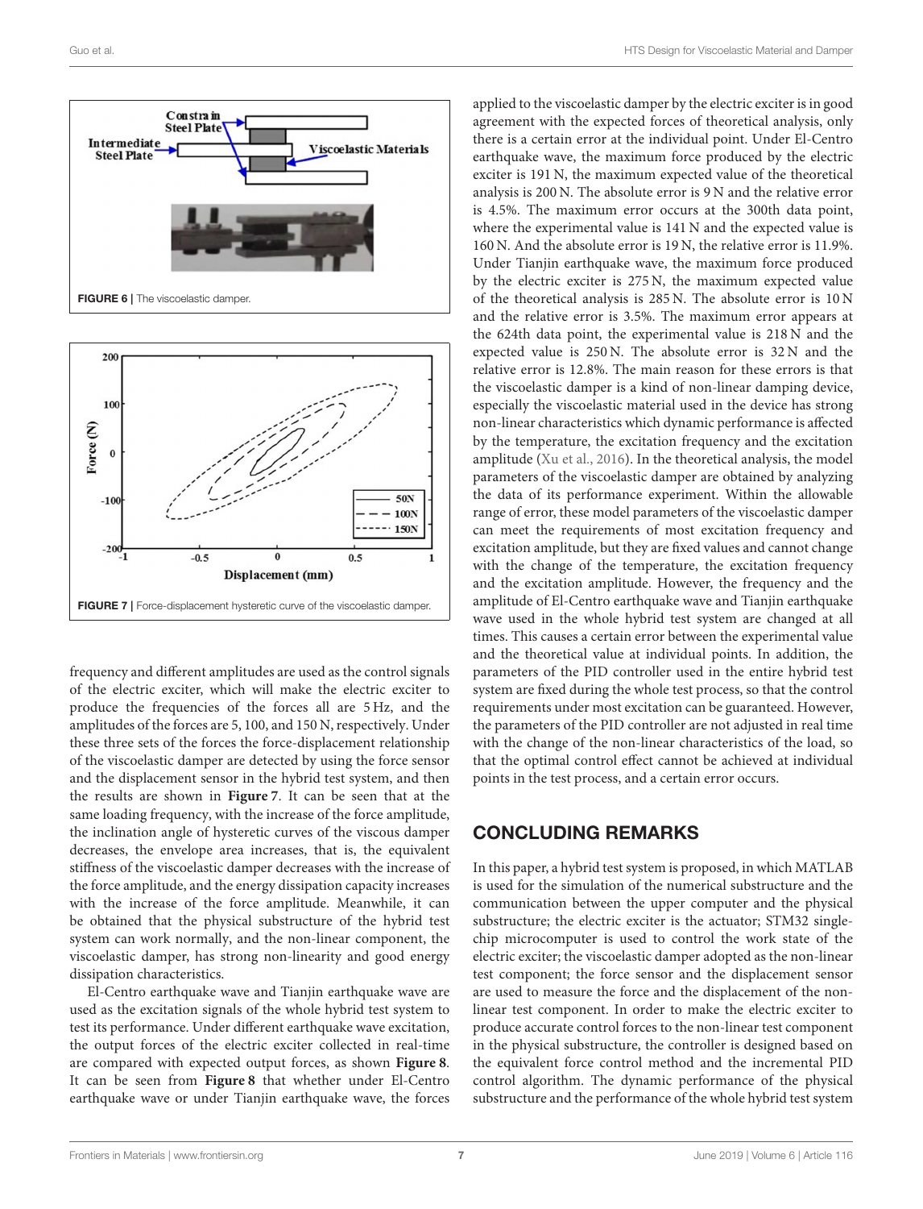FIGURE 6 | The viscoelastic damper.

FIGURE 7 | Force-displacement hysteretic curve of the viscoelastic damper.

frequency and different amplitudes are used as the control signals of the electric exciter, which will make the electric exciter to produce the frequencies of the forces all are 5 Hz, and the amplitudes of the forces are 5, 100, and 150 N, respectively. Under these three sets of the forces the force-displacement relationship of the viscoelastic damper are detected by using the force sensor and the displacement sensor in the hybrid test system, and then the results are shown in **Figure 7**. It can be seen that at the same loading frequency, with the increase of the force amplitude, the inclination angle of hysteretic curves of the viscous damper decreases, the envelope area increases, that is, the equivalent stiffness of the viscoelastic damper decreases with the increase of the force amplitude, and the energy dissipation capacity increases with the increase of the force amplitude. Meanwhile, it can be obtained that the physical substructure of the hybrid test system can work normally, and the non-linear component, the viscoelastic damper, has strong non-linearity and good energy dissipation characteristics.

El-Centro earthquake wave and Tianjin earthquake wave are used as the excitation signals of the whole hybrid test system to test its performance. Under different earthquake wave excitation, the output forces of the electric exciter collected in real-time are compared with expected output forces, as shown **Figure 8**. It can be seen from **Figure 8** that whether under El-Centro earthquake wave or under Tianjin earthquake wave, the forces applied to the viscoelastic damper by the electric exciter is in good agreement with the expected forces of theoretical analysis, only there is a certain error at the individual point. Under El-Centro earthquake wave, the maximum force produced by the electric exciter is 191 N, the maximum expected value of the theoretical analysis is 200 N. The absolute error is 9 N and the relative error is 4.5%. The maximum error occurs at the 300th data point, where the experimental value is 141 N and the expected value is 160 N. And the absolute error is 19 N, the relative error is 11.9%. Under Tianjin earthquake wave, the maximum force produced by the electric exciter is 275 N, the maximum expected value of the theoretical analysis is 285 N. The absolute error is 10 N and the relative error is 3.5%. The maximum error appears at the 624th data point, the experimental value is 218 N and the expected value is 250 N. The absolute error is 32 N and the relative error is 12.8%. The main reason for these errors is that the viscoelastic damper is a kind of non-linear damping device, especially the viscoelastic material used in the device has strong non-linear characteristics which dynamic performance is affected by the temperature, the excitation frequency and the excitation amplitude (Xu et al., 2016). In the theoretical analysis, the model parameters of the viscoelastic damper are obtained by analyzing the data of its performance experiment. Within the allowable range of error, these model parameters of the viscoelastic damper can meet the requirements of most excitation frequency and excitation amplitude, but they are fixed values and cannot change with the change of the temperature, the excitation frequency and the excitation amplitude. However, the frequency and the amplitude of El-Centro earthquake wave and Tianjin earthquake wave used in the whole hybrid test system are changed at all times. This causes a certain error between the experimental value and the theoretical value at individual points. In addition, the parameters of the PID controller used in the entire hybrid test system are fixed during the whole test process, so that the control requirements under most excitation can be guaranteed. However, the parameters of the PID controller are not adjusted in real time with the change of the non-linear characteristics of the load, so that the optimal control effect cannot be achieved at individual points in the test process, and a certain error occurs.

## CONCLUDING REMARKS

In this paper, a hybrid test system is proposed, in which MATLAB is used for the simulation of the numerical substructure and the communication between the upper computer and the physical substructure; the electric exciter is the actuator; STM32 single-chip microcomputer is used to control the work state of the electric exciter; the viscoelastic damper adopted as the non-linear test component; the force sensor and the displacement sensor are used to measure the force and the displacement of the non-linear test component. In order to make the electric exciter to produce accurate control forces to the non-linear test component in the physical substructure, the controller is designed based on the equivalent force control method and the incremental PID control algorithm. The dynamic performance of the physical substructure and the performance of the whole hybrid test system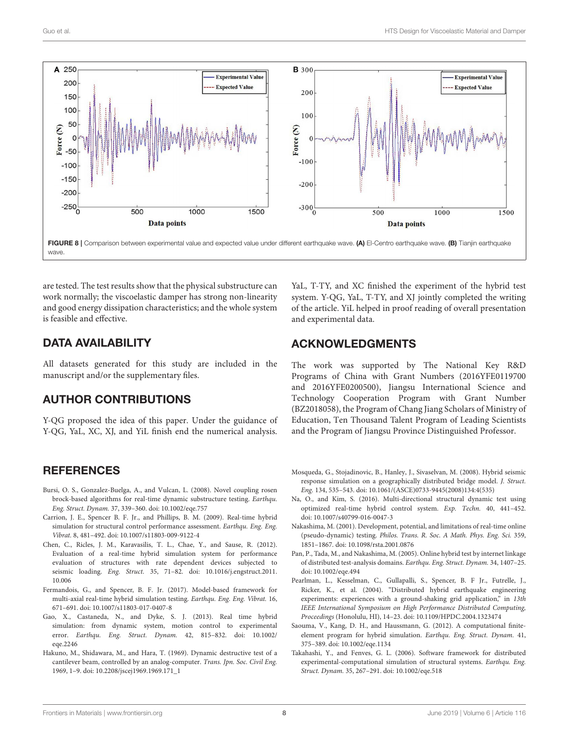FIGURE 8 | Comparison between experimental value and expected value under different earthquake wave. **(A)** El-Centro earthquake wave. **(B)** Tianjin earthquake wave.

are tested. The test results show that the physical substructure can work normally; the viscoelastic damper has strong non-linearity and good energy dissipation characteristics; and the whole system is feasible and effective.

## DATA AVAILABILITY

All datasets generated for this study are included in the manuscript and/or the supplementary files.

## AUTHOR CONTRIBUTIONS

Y-QG proposed the idea of this paper. Under the guidance of Y-QG, YaL, XC, XJ, and YiL finish end the numerical analysis. YaL, T-TY, and XC finished the experiment of the hybrid test system. Y-QG, YaL, T-TY, and XJ jointly completed the writing of the article. YiL helped in proof reading of overall presentation and experimental data.

## ACKNOWLEDGMENTS

The work was supported by The National Key R&D Programs of China with Grant Numbers (2016YFE0119700 and 2016YFE0200500), Jiangsu International Science and Technology Cooperation Program with Grant Number (BZ2018058), the Program of Chang Jiang Scholars of Ministry of Education, Ten Thousand Talent Program of Leading Scientists and the Program of Jiangsu Province Distinguished Professor.

## REFERENCES

Bursi, O. S., Gonzalez-Buelga, A., and Vulcan, L. (2008). Novel coupling rosen brock-based algorithms for real-time dynamic substructure testing. *Earthqu. Eng. Struct. Dynam.* 37, 339–360. doi: 10.1002/eqe.757

Carrion, J. E., Spencer B. F. Jr., and Phillips, B. M. (2009). Real-time hybrid simulation for structural control performance assessment. *Earthqu. Eng. Eng. Vibrat.* 8, 481–492. doi: 10.1007/s11803-009-9122-4

Chen, C., Ricles, J. M., Karavasilis, T. L., Chae, Y., and Sause, R. (2012). Evaluation of a real-time hybrid simulation system for performance evaluation of structures with rate dependent devices subjected to seismic loading. *Eng. Struct.* 35, 71–82. doi: 10.1016/j.engstruct.2011.10.006

Fermandois, G., and Spencer, B. F. Jr. (2017). Model-based framework for multi-axial real-time hybrid simulation testing. *Earthqu. Eng. Eng. Vibrat.* 16, 671–691. doi: 10.1007/s11803-017-0407-8

Gao, X., Castaneda, N., and Dyke, S. J. (2013). Real time hybrid simulation: from dynamic system, motion control to experimental error. *Earthqu. Eng. Struct. Dynam.* 42, 815–832. doi: 10.1002/eqe.2246

Hakuno, M., Shidawara, M., and Hara, T. (1969). Dynamic destructive test of a cantilever beam, controlled by an analog-computer. *Trans. Jpn. Soc. Civil Eng.* 1969, 1–9. doi: 10.2208/jscej1969.1969.171_1

Mosqueda, G., Stojadinovic, B., Hanley, J., Sivaselvan, M. (2008). Hybrid seismic response simulation on a geographically distributed bridge model. *J. Struct. Eng.* 134, 535–543. doi: 10.1061/(ASCE)0733-9445(2008)134:4(535)

Na, O., and Kim, S. (2016). Multi-directional structural dynamic test using optimized real-time hybrid control system. *Exp. Techn.* 40, 441–452. doi: 10.1007/s40799-016-0047-3

Nakashima, M. (2001). Development, potential, and limitations of real-time online (pseudo-dynamic) testing. *Philos. Trans. R. Soc. A Math. Phys. Eng. Sci.* 359, 1851–1867. doi: 10.1098/rsta.2001.0876

Pan, P., Tada, M., and Nakashima, M. (2005). Online hybrid test by internet linkage of distributed test-analysis domains. *Earthqu. Eng. Struct. Dynam.* 34, 1407–25. doi: 10.1002/eqe.494

Pearlman, L., Kesselman, C., Gullapalli, S., Spencer, B. F Jr., Futrelle, J., Ricker, K., et al. (2004). "Distributed hybrid earthquake engineering experiments: experiences with a ground-shaking grid application," in *13th IEEE International Symposium on High Performance Distributed Computing, Proceedings* (Honolulu, HI), 14–23. doi: 10.1109/HPDC.2004.1323474

Saouma, V., Kang, D. H., and Haussmann, G. (2012). A computational finite-element program for hybrid simulation. *Earthqu. Eng. Struct. Dynam.* 41, 375–389. doi: 10.1002/eqe.1134

Takahashi, Y., and Fenves, G. L. (2006). Software framework for distributed experimental-computational simulation of structural systems. *Earthqu. Eng. Struct. Dynam.* 35, 267–291. doi: 10.1002/eqe.518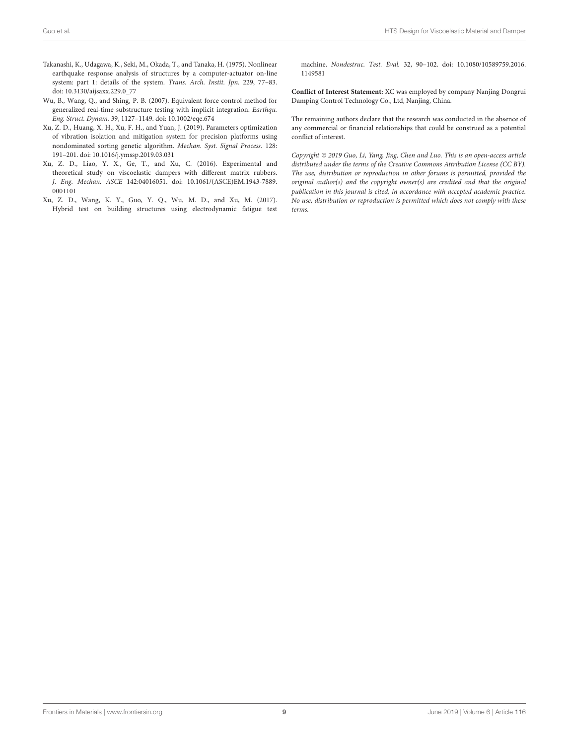Takanashi, K., Udagawa, K., Seki, M., Okada, T., and Tanaka, H. (1975). Nonlinear earthquake response analysis of structures by a computer-actuator on-line system: part 1: details of the system. *Trans. Arch. Instit. Jpn.* 229, 77–83. doi: 10.3130/aijsaxx.229.0_77

Wu, B., Wang, Q., and Shing, P. B. (2007). Equivalent force control method for generalized real-time substructure testing with implicit integration. *Earthqu. Eng. Struct. Dynam.* 39, 1127–1149. doi: 10.1002/eqe.674

Xu, Z. D., Huang, X. H., Xu, F. H., and Yuan, J. (2019). Parameters optimization of vibration isolation and mitigation system for precision platforms using nondominated sorting genetic algorithm. *Mechan. Syst. Signal Process.* 128: 191–201. doi: 10.1016/j.ymssp.2019.03.031

Xu, Z. D., Liao, Y. X., Ge, T., and Xu, C. (2016). Experimental and theoretical study on viscoelastic dampers with different matrix rubbers. *J. Eng. Mechan. ASCE* 142:04016051. doi: 10.1061/(ASCE)EM.1943-7889.0001101

Xu, Z. D., Wang, K. Y., Guo, Y. Q., Wu, M. D., and Xu, M. (2017). Hybrid test on building structures using electrodynamic fatigue test machine. *Nondestruc. Test. Eval.* 32, 90–102. doi: 10.1080/10589759.2016.1149581

**Conflict of Interest Statement:** XC was employed by company Nanjing Dongrui Damping Control Technology Co., Ltd, Nanjing, China.

The remaining authors declare that the research was conducted in the absence of any commercial or financial relationships that could be construed as a potential conflict of interest.

*Copyright © 2019 Guo, Li, Yang, Jing, Chen and Luo. This is an open-access article distributed under the terms of the Creative Commons Attribution License (CC BY). The use, distribution or reproduction in other forums is permitted, provided the original author(s) and the copyright owner(s) are credited and that the original publication in this journal is cited, in accordance with accepted academic practice. No use, distribution or reproduction is permitted which does not comply with these terms.*